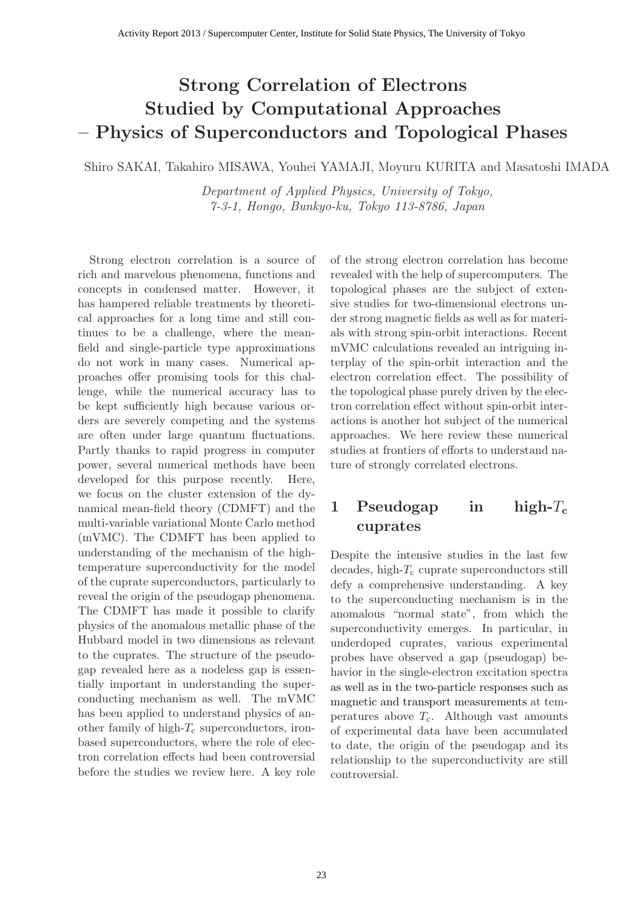# Strong Correlation of Electrons Studied by Computational Approaches – Physics of Superconductors and Topological Phases

Shiro SAKAI, Takahiro MISAWA, Youhei YAMAJI, Moyuru KURITA and Masatoshi IMADA

*Department of Applied Physics, University of Tokyo, 7-3-1, Hongo, Bunkyo-ku, Tokyo 113-8786, Japan*

Strong electron correlation is a source of rich and marvelous phenomena, functions and concepts in condensed matter. However, it has hampered reliable treatments by theoretical approaches for a long time and still continues to be a challenge, where the mean-field and single-particle type approximations do not work in many cases. Numerical approaches offer promising tools for this challenge, while the numerical accuracy has to be kept sufficiently high because various orders are severely competing and the systems are often under large quantum fluctuations. Partly thanks to rapid progress in computer power, several numerical methods have been developed for this purpose recently. Here, we focus on the cluster extension of the dynamical mean-field theory (CDMFT) and the multi-variable variational Monte Carlo method (mVMC). The CDMFT has been applied to understanding of the mechanism of the high-temperature superconductivity for the model of the cuprate superconductors, particularly to reveal the origin of the pseudogap phenomena. The CDMFT has made it possible to clarify physics of the anomalous metallic phase of the Hubbard model in two dimensions as relevant to the cuprates. The structure of the pseudogap revealed here as a nodeless gap is essentially important in understanding the superconducting mechanism as well. The mVMC has been applied to understand physics of another family of high-$T_c$ superconductors, iron-based superconductors, where the role of electron correlation effects had been controversial before the studies we review here. A key role of the strong electron correlation has become revealed with the help of supercomputers. The topological phases are the subject of extensive studies for two-dimensional electrons under strong magnetic fields as well as for materials with strong spin-orbit interactions. Recent mVMC calculations revealed an intriguing interplay of the spin-orbit interaction and the electron correlation effect. The possibility of the topological phase purely driven by the electron correlation effect without spin-orbit interactions is another hot subject of the numerical approaches. We here review these numerical studies at frontiers of efforts to understand nature of strongly correlated electrons.

## 1 Pseudogap in high-$T_c$ cuprates

Despite the intensive studies in the last few decades, high-$T_c$ cuprate superconductors still defy a comprehensive understanding. A key to the superconducting mechanism is in the anomalous "normal state", from which the superconductivity emerges. In particular, in underdoped cuprates, various experimental probes have observed a gap (pseudogap) behavior in the single-electron excitation spectra as well as in the two-particle responses such as magnetic and transport measurements at temperatures above $T_c$. Although vast amounts of experimental data have been accumulated to date, the origin of the pseudogap and its relationship to the superconductivity are still controversial.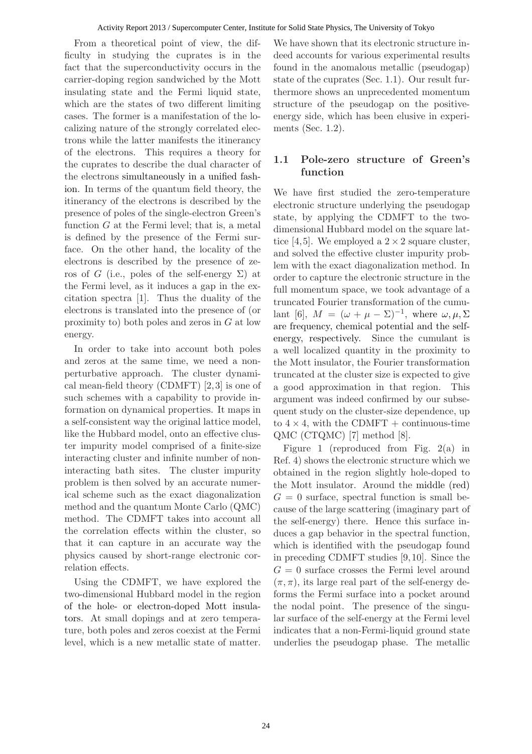From a theoretical point of view, the difficulty in studying the cuprates is in the fact that the superconductivity occurs in the carrier-doping region sandwiched by the Mott insulating state and the Fermi liquid state, which are the states of two different limiting cases. The former is a manifestation of the localizing nature of the strongly correlated electrons while the latter manifests the itinerancy of the electrons. This requires a theory for the cuprates to describe the dual character of the electrons simultaneously in a unified fashion. In terms of the quantum field theory, the itinerancy of the electrons is described by the presence of poles of the single-electron Green's function $G$ at the Fermi level; that is, a metal is defined by the presence of the Fermi surface. On the other hand, the locality of the electrons is described by the presence of zeros of $G$ (i.e., poles of the self-energy $\Sigma$) at the Fermi level, as it induces a gap in the excitation spectra [1]. Thus the duality of the electrons is translated into the presence of (or proximity to) both poles and zeros in $G$ at low energy.

In order to take into account both poles and zeros at the same time, we need a nonperturbative approach. The cluster dynamical mean-field theory (CDMFT) [2,3] is one of such schemes with a capability to provide information on dynamical properties. It maps in a self-consistent way the original lattice model, like the Hubbard model, onto an effective cluster impurity model comprised of a finite-size interacting cluster and infinite number of noninteracting bath sites. The cluster impurity problem is then solved by an accurate numerical scheme such as the exact diagonalization method and the quantum Monte Carlo (QMC) method. The CDMFT takes into account all the correlation effects within the cluster, so that it can capture in an accurate way the physics caused by short-range electronic correlation effects.

Using the CDMFT, we have explored the two-dimensional Hubbard model in the region of the hole- or electron-doped Mott insulators. At small dopings and at zero temperature, both poles and zeros coexist at the Fermi level, which is a new metallic state of matter. We have shown that its electronic structure indeed accounts for various experimental results found in the anomalous metallic (pseudogap) state of the cuprates (Sec. 1.1). Our result furthermore shows an unprecedented momentum structure of the pseudogap on the positive-energy side, which has been elusive in experiments (Sec. 1.2).

## 1.1 Pole-zero structure of Green's function

We have first studied the zero-temperature electronic structure underlying the pseudogap state, by applying the CDMFT to the two-dimensional Hubbard model on the square lattice [4,5]. We employed a $2 \times 2$ square cluster, and solved the effective cluster impurity problem with the exact diagonalization method. In order to capture the electronic structure in the full momentum space, we took advantage of a truncated Fourier transformation of the cumulant [6], $M = (\omega + \mu - \Sigma)^{-1}$, where $\omega, \mu, \Sigma$ are frequency, chemical potential and the self-energy, respectively. Since the cumulant is a well localized quantity in the proximity to the Mott insulator, the Fourier transformation truncated at the cluster size is expected to give a good approximation in that region. This argument was indeed confirmed by our subsequent study on the cluster-size dependence, up to $4 \times 4$, with the CDMFT + continuous-time QMC (CTQMC) [7] method [8].

Figure 1 (reproduced from Fig. 2(a) in Ref. 4) shows the electronic structure which we obtained in the region slightly hole-doped to the Mott insulator. Around the middle (red) $G = 0$ surface, spectral function is small because of the large scattering (imaginary part of the self-energy) there. Hence this surface induces a gap behavior in the spectral function, which is identified with the pseudogap found in preceding CDMFT studies [9,10]. Since the $G = 0$ surface crosses the Fermi level around $(\pi, \pi)$, its large real part of the self-energy deforms the Fermi surface into a pocket around the nodal point. The presence of the singular surface of the self-energy at the Fermi level indicates that a non-Fermi-liquid ground state underlies the pseudogap phase. The metallic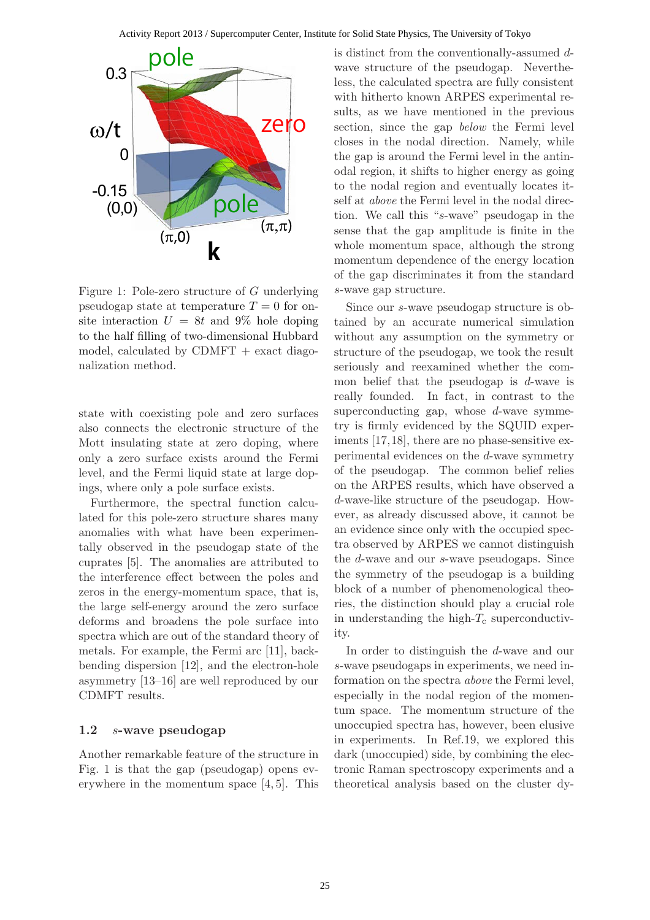Figure 1: Pole-zero structure of $G$ underlying pseudogap state at temperature $T = 0$ for on-site interaction $U = 8t$ and 9% hole doping to the half filling of two-dimensional Hubbard model, calculated by CDMFT + exact diagonalization method.

state with coexisting pole and zero surfaces also connects the electronic structure of the Mott insulating state at zero doping, where only a zero surface exists around the Fermi level, and the Fermi liquid state at large dopings, where only a pole surface exists.

Furthermore, the spectral function calculated for this pole-zero structure shares many anomalies with what have been experimentally observed in the pseudogap state of the cuprates [5]. The anomalies are attributed to the interference effect between the poles and zeros in the energy-momentum space, that is, the large self-energy around the zero surface deforms and broadens the pole surface into spectra which are out of the standard theory of metals. For example, the Fermi arc [11], back-bending dispersion [12], and the electron-hole asymmetry [13–16] are well reproduced by our CDMFT results.

### 1.2 *s*-wave pseudogap

Another remarkable feature of the structure in Fig. 1 is that the gap (pseudogap) opens everywhere in the momentum space [4, 5]. This is distinct from the conventionally-assumed *d*-wave structure of the pseudogap. Nevertheless, the calculated spectra are fully consistent with hitherto known ARPES experimental results, as we have mentioned in the previous section, since the gap *below* the Fermi level closes in the nodal direction. Namely, while the gap is around the Fermi level in the antinodal region, it shifts to higher energy as going to the nodal region and eventually locates itself at *above* the Fermi level in the nodal direction. We call this "*s*-wave" pseudogap in the sense that the gap amplitude is finite in the whole momentum space, although the strong momentum dependence of the energy location of the gap discriminates it from the standard *s*-wave gap structure.

Since our *s*-wave pseudogap structure is obtained by an accurate numerical simulation without any assumption on the symmetry or structure of the pseudogap, we took the result seriously and reexamined whether the common belief that the pseudogap is *d*-wave is really founded. In fact, in contrast to the superconducting gap, whose *d*-wave symmetry is firmly evidenced by the SQUID experiments [17, 18], there are no phase-sensitive experimental evidences on the *d*-wave symmetry of the pseudogap. The common belief relies on the ARPES results, which have observed a *d*-wave-like structure of the pseudogap. However, as already discussed above, it cannot be an evidence since only with the occupied spectra observed by ARPES we cannot distinguish the *d*-wave and our *s*-wave pseudogaps. Since the symmetry of the pseudogap is a building block of a number of phenomenological theories, the distinction should play a crucial role in understanding the high-$T_c$ superconductivity.

In order to distinguish the *d*-wave and our *s*-wave pseudogaps in experiments, we need information on the spectra *above* the Fermi level, especially in the nodal region of the momentum space. The momentum structure of the unoccupied spectra has, however, been elusive in experiments. In Ref.19, we explored this dark (unoccupied) side, by combining the electronic Raman spectroscopy experiments and a theoretical analysis based on the cluster dy-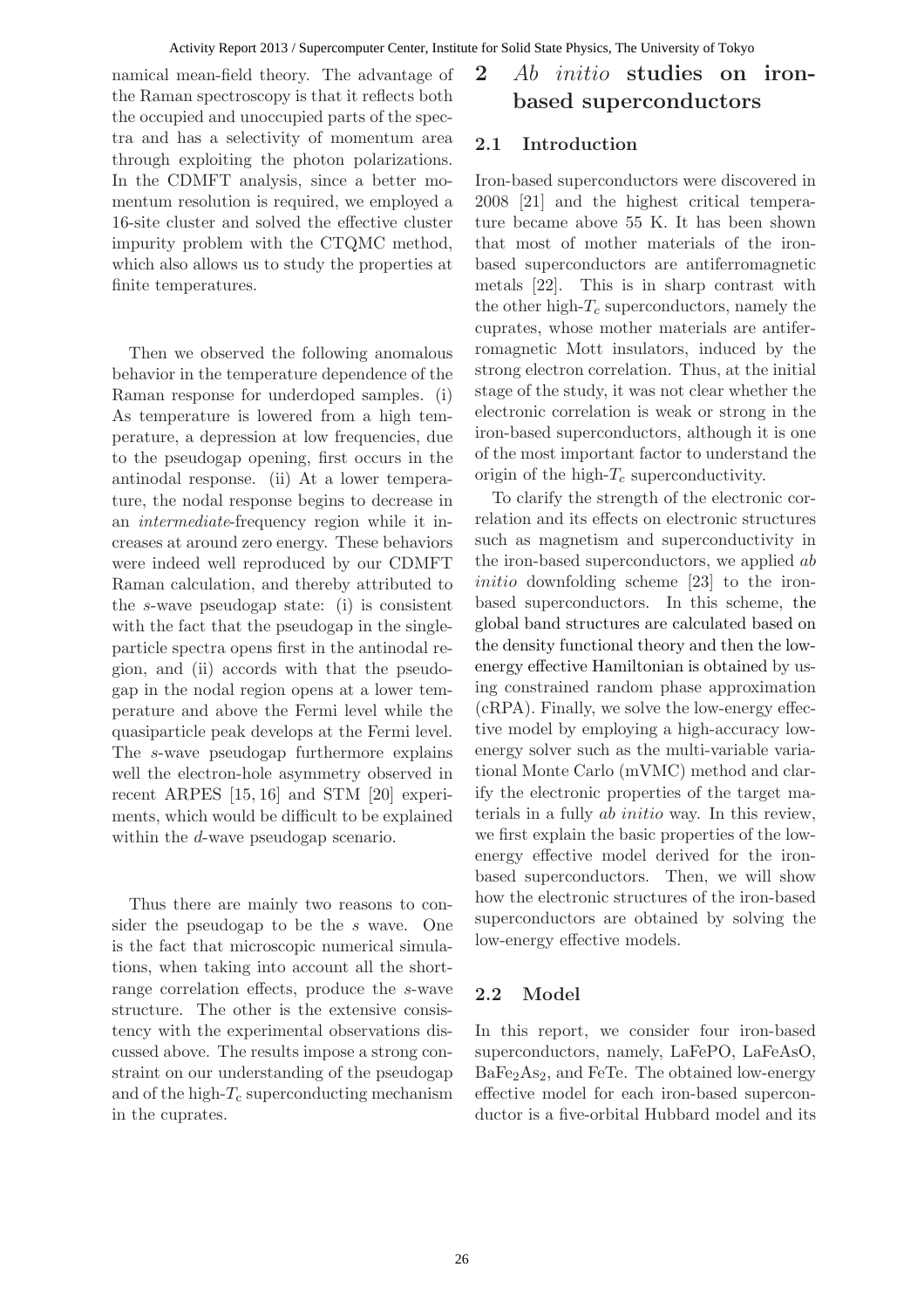namical mean-field theory. The advantage of the Raman spectroscopy is that it reflects both the occupied and unoccupied parts of the spectra and has a selectivity of momentum area through exploiting the photon polarizations. In the CDMFT analysis, since a better momentum resolution is required, we employed a 16-site cluster and solved the effective cluster impurity problem with the CTQMC method, which also allows us to study the properties at finite temperatures.

Then we observed the following anomalous behavior in the temperature dependence of the Raman response for underdoped samples. (i) As temperature is lowered from a high temperature, a depression at low frequencies, due to the pseudogap opening, first occurs in the antinodal response. (ii) At a lower temperature, the nodal response begins to decrease in an *intermediate*-frequency region while it increases at around zero energy. These behaviors were indeed well reproduced by our CDMFT Raman calculation, and thereby attributed to the *s*-wave pseudogap state: (i) is consistent with the fact that the pseudogap in the single-particle spectra opens first in the antinodal region, and (ii) accords with that the pseudogap in the nodal region opens at a lower temperature and above the Fermi level while the quasiparticle peak develops at the Fermi level. The *s*-wave pseudogap furthermore explains well the electron-hole asymmetry observed in recent ARPES [15, 16] and STM [20] experiments, which would be difficult to be explained within the *d*-wave pseudogap scenario.

Thus there are mainly two reasons to consider the pseudogap to be the *s* wave. One is the fact that microscopic numerical simulations, when taking into account all the short-range correlation effects, produce the *s*-wave structure. The other is the extensive consistency with the experimental observations discussed above. The results impose a strong constraint on our understanding of the pseudogap and of the high-$T_c$ superconducting mechanism in the cuprates.

# 2 *Ab initio* studies on iron-based superconductors

## 2.1 Introduction

Iron-based superconductors were discovered in 2008 [21] and the highest critical temperature became above 55 K. It has been shown that most of mother materials of the iron-based superconductors are antiferromagnetic metals [22]. This is in sharp contrast with the other high-$T_c$ superconductors, namely the cuprates, whose mother materials are antiferromagnetic Mott insulators, induced by the strong electron correlation. Thus, at the initial stage of the study, it was not clear whether the electronic correlation is weak or strong in the iron-based superconductors, although it is one of the most important factor to understand the origin of the high-$T_c$ superconductivity.

To clarify the strength of the electronic correlation and its effects on electronic structures such as magnetism and superconductivity in the iron-based superconductors, we applied *ab initio* downfolding scheme [23] to the iron-based superconductors. In this scheme, the global band structures are calculated based on the density functional theory and then the low-energy effective Hamiltonian is obtained by using constrained random phase approximation (cRPA). Finally, we solve the low-energy effective model by employing a high-accuracy low-energy solver such as the multi-variable variational Monte Carlo (mVMC) method and clarify the electronic properties of the target materials in a fully *ab initio* way. In this review, we first explain the basic properties of the low-energy effective model derived for the iron-based superconductors. Then, we will show how the electronic structures of the iron-based superconductors are obtained by solving the low-energy effective models.

## 2.2 Model

In this report, we consider four iron-based superconductors, namely, LaFePO, LaFeAsO, $BaFe_2As_2$, and FeTe. The obtained low-energy effective model for each iron-based superconductor is a five-orbital Hubbard model and its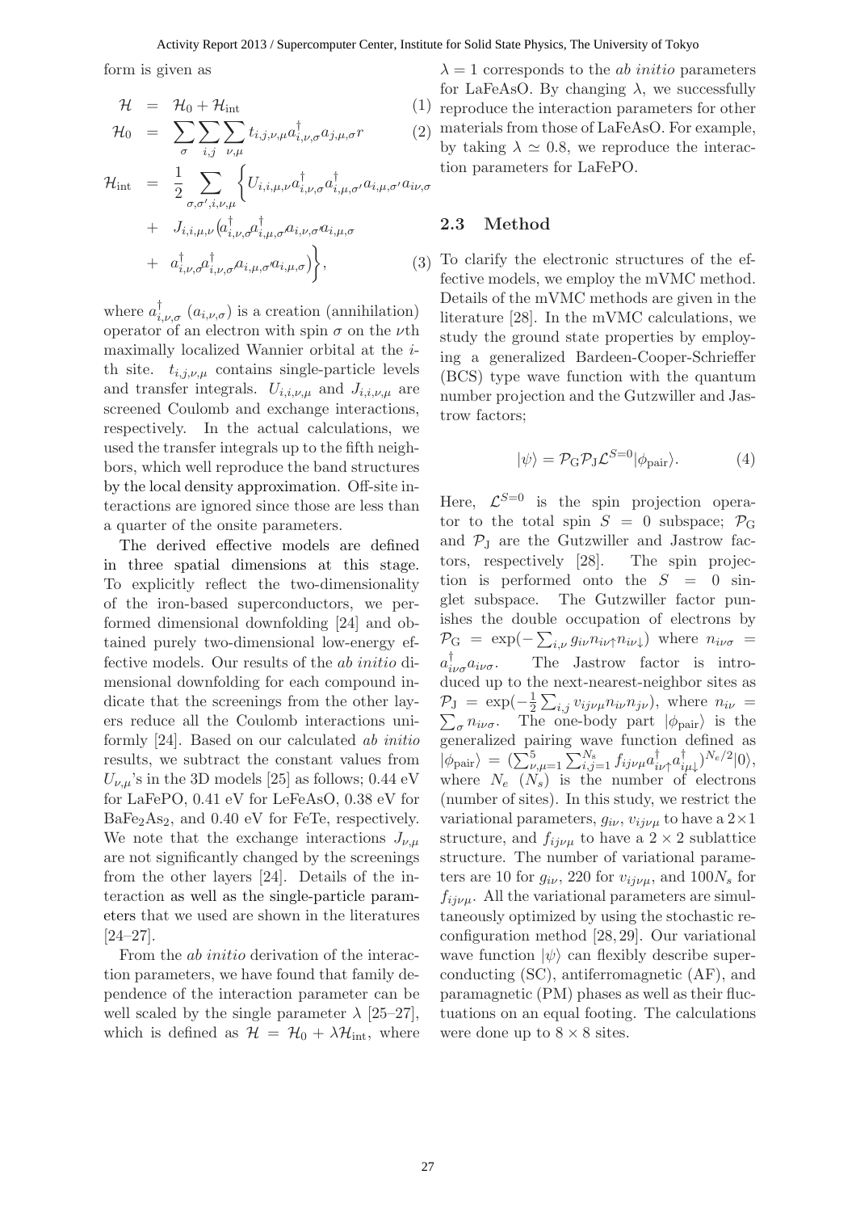form is given as

$$
\begin{aligned}
\mathcal{H} &= \mathcal{H}_0 + \mathcal{H}_{\rm int} & (1)\\
\mathcal{H}_0 &= \sum_{\sigma}\sum_{i,j}\sum_{\nu,\mu} t_{i,j,\nu,\mu} a^{\dagger}_{i,\nu,\sigma} a_{j,\mu,\sigma} r & (2)\\
\mathcal{H}_{\rm int} &= \frac{1}{2}\sum_{\sigma,\sigma',i,\nu,\mu}\Big\{ U_{i,i,\mu,\nu} a^{\dagger}_{i,\nu,\sigma} a^{\dagger}_{i,\mu,\sigma'} a_{i,\mu,\sigma'} a_{i\nu,\sigma} \\
&+ J_{i,i,\mu,\nu}\big(a^{\dagger}_{i,\nu,\sigma} a^{\dagger}_{i,\mu,\sigma'} a_{i,\nu,\sigma'} a_{i,\mu,\sigma} \\
&+ a^{\dagger}_{i,\nu,\sigma} a^{\dagger}_{i,\nu,\sigma'} a_{i,\mu,\sigma'} a_{i,\mu,\sigma}\big)\Big\}, & (3)
\end{aligned}
$$

where $a^{\dagger}_{i,\nu,\sigma}$ ($a_{i,\nu,\sigma}$) is a creation (annihilation) operator of an electron with spin $\sigma$ on the $\nu$th maximally localized Wannier orbital at the $i$-th site. $t_{i,j,\nu,\mu}$ contains single-particle levels and transfer integrals. $U_{i,i,\nu,\mu}$ and $J_{i,i,\nu,\mu}$ are screened Coulomb and exchange interactions, respectively. In the actual calculations, we used the transfer integrals up to the fifth neighbors, which well reproduce the band structures by the local density approximation. Off-site interactions are ignored since those are less than a quarter of the onsite parameters.

The derived effective models are defined in three spatial dimensions at this stage. To explicitly reflect the two-dimensionality of the iron-based superconductors, we performed dimensional downfolding [24] and obtained purely two-dimensional low-energy effective models. Our results of the *ab initio* dimensional downfolding for each compound indicate that the screenings from the other layers reduce all the Coulomb interactions uniformly [24]. Based on our calculated *ab initio* results, we subtract the constant values from $U_{\nu,\mu}$'s in the 3D models [25] as follows; 0.44 eV for LaFePO, 0.41 eV for LeFeAsO, 0.38 eV for $BaFe_2As_2$, and 0.40 eV for FeTe, respectively. We note that the exchange interactions $J_{\nu,\mu}$ are not significantly changed by the screenings from the other layers [24]. Details of the interaction as well as the single-particle parameters that we used are shown in the literatures [24–27].

From the *ab initio* derivation of the interaction parameters, we have found that family dependence of the interaction parameter can be well scaled by the single parameter $\lambda$ [25–27], which is defined as $\mathcal{H} = \mathcal{H}_0 + \lambda\mathcal{H}_{\rm int}$, where $\lambda = 1$ corresponds to the *ab initio* parameters for LaFeAsO. By changing $\lambda$, we successfully reproduce the interaction parameters for other materials from those of LaFeAsO. For example, by taking $\lambda \simeq 0.8$, we reproduce the interaction parameters for LaFePO.

## 2.3 Method

To clarify the electronic structures of the effective models, we employ the mVMC method. Details of the mVMC methods are given in the literature [28]. In the mVMC calculations, we study the ground state properties by employing a generalized Bardeen-Cooper-Schrieffer (BCS) type wave function with the quantum number projection and the Gutzwiller and Jastrow factors;

$$
|\psi\rangle = \mathcal{P}_{\rm G}\mathcal{P}_{\rm J}\mathcal{L}^{S=0}|\phi_{\rm pair}\rangle. \qquad (4)
$$

Here, $\mathcal{L}^{S=0}$ is the spin projection operator to the total spin $S = 0$ subspace; $\mathcal{P}_{\rm G}$ and $\mathcal{P}_{\rm J}$ are the Gutzwiller and Jastrow factors, respectively [28]. The spin projection is performed onto the $S = 0$ singlet subspace. The Gutzwiller factor punishes the double occupation of electrons by $\mathcal{P}_{\rm G} = \exp(-\sum_{i,\nu} g_{i\nu} n_{i\nu\uparrow} n_{i\nu\downarrow})$ where $n_{i\nu\sigma} = a^{\dagger}_{i\nu\sigma} a_{i\nu\sigma}$. The Jastrow factor is introduced up to the next-nearest-neighbor sites as $\mathcal{P}_{\rm J} = \exp(-\frac{1}{2}\sum_{i,j} v_{ij\nu\mu} n_{i\nu} n_{j\nu})$, where $n_{i\nu} = \sum_{\sigma} n_{i\nu\sigma}$. The one-body part $|\phi_{\rm pair}\rangle$ is the generalized pairing wave function defined as $|\phi_{\rm pair}\rangle = (\sum_{\nu,\mu=1}^{5}\sum_{i,j=1}^{N_s} f_{ij\nu\mu} a^{\dagger}_{i\nu\uparrow} a^{\dagger}_{i\mu\downarrow})^{N_e/2}|0\rangle$, where $N_e$ ($N_s$) is the number of electrons (number of sites). In this study, we restrict the variational parameters, $g_{i\nu}$, $v_{ij\nu\mu}$ to have a $2\times1$ structure, and $f_{ij\nu\mu}$ to have a $2\times2$ sublattice structure. The number of variational parameters are 10 for $g_{i\nu}$, 220 for $v_{ij\nu\mu}$, and $100N_s$ for $f_{ij\nu\mu}$. All the variational parameters are simultaneously optimized by using the stochastic reconfiguration method [28, 29]. Our variational wave function $|\psi\rangle$ can flexibly describe superconducting (SC), antiferromagnetic (AF), and paramagnetic (PM) phases as well as their fluctuations on an equal footing. The calculations were done up to $8\times8$ sites.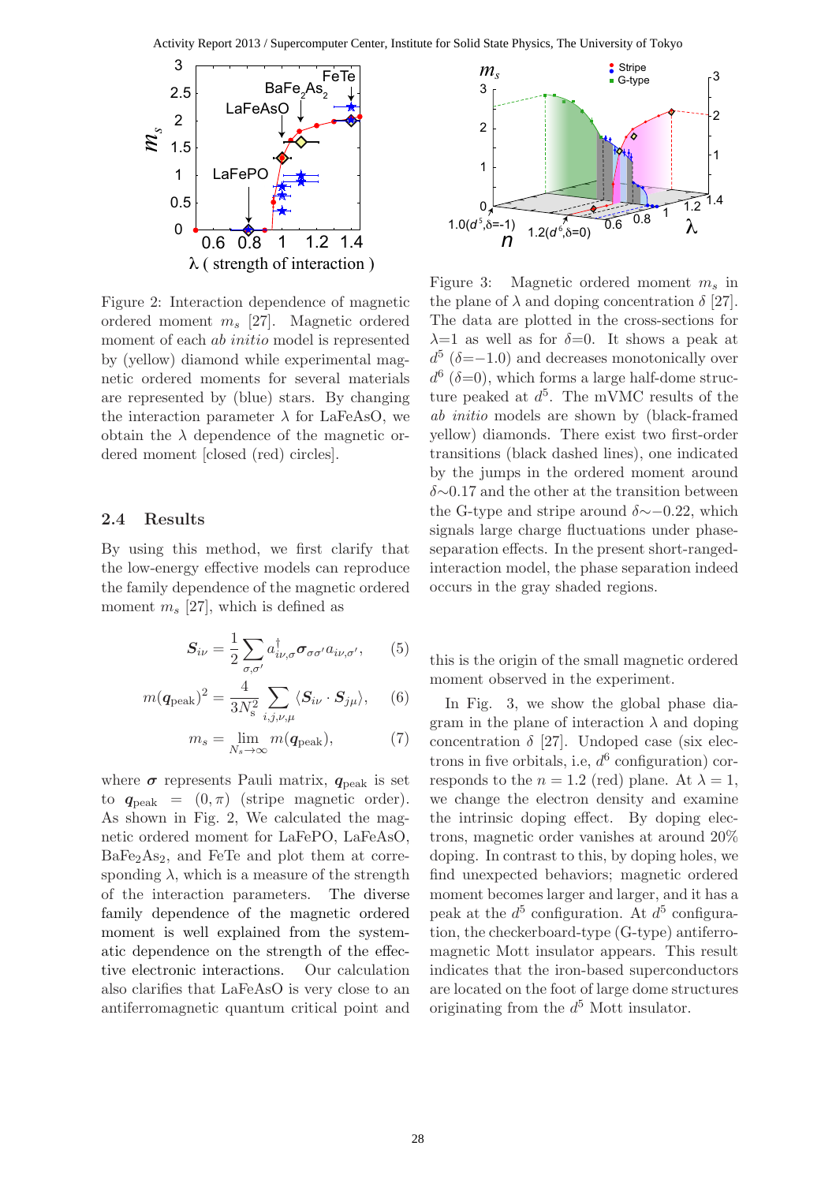Figure 2: Interaction dependence of magnetic ordered moment $m_s$ [27]. Magnetic ordered moment of each *ab initio* model is represented by (yellow) diamond while experimental magnetic ordered moments for several materials are represented by (blue) stars. By changing the interaction parameter $\lambda$ for LaFeAsO, we obtain the $\lambda$ dependence of the magnetic ordered moment [closed (red) circles].

### 2.4 Results

By using this method, we first clarify that the low-energy effective models can reproduce the family dependence of the magnetic ordered moment $m_s$ [27], which is defined as

$$\boldsymbol{S}_{i\nu} = \frac{1}{2}\sum_{\sigma,\sigma'} a^{\dagger}_{i\nu,\sigma}\boldsymbol{\sigma}_{\sigma\sigma'}a_{i\nu,\sigma'}, \quad (5)$$

$$m(\boldsymbol{q}_{\rm peak})^2 = \frac{4}{3N_s^2}\sum_{i,j,\nu,\mu}\langle \boldsymbol{S}_{i\nu}\cdot\boldsymbol{S}_{j\mu}\rangle, \quad (6)$$

$$m_s = \lim_{N_s\to\infty} m(\boldsymbol{q}_{\rm peak}), \quad (7)$$

where $\boldsymbol{\sigma}$ represents Pauli matrix, $\boldsymbol{q}_{\rm peak}$ is set to $\boldsymbol{q}_{\rm peak} = (0,\pi)$ (stripe magnetic order). As shown in Fig. 2, We calculated the magnetic ordered moment for LaFePO, LaFeAsO, $BaFe_2As_2$, and FeTe and plot them at corresponding $\lambda$, which is a measure of the strength of the interaction parameters. The diverse family dependence of the magnetic ordered moment is well explained from the systematic dependence on the strength of the effective electronic interactions. Our calculation also clarifies that LaFeAsO is very close to an antiferromagnetic quantum critical point and this is the origin of the small magnetic ordered moment observed in the experiment.

Figure 3: Magnetic ordered moment $m_s$ in the plane of $\lambda$ and doping concentration $\delta$ [27]. The data are plotted in the cross-sections for $\lambda$=1 as well as for $\delta$=0. It shows a peak at $d^5$ ($\delta$=−1.0) and decreases monotonically over $d^6$ ($\delta$=0), which forms a large half-dome structure peaked at $d^5$. The mVMC results of the *ab initio* models are shown by (black-framed yellow) diamonds. There exist two first-order transitions (black dashed lines), one indicated by the jumps in the ordered moment around $\delta\sim$0.17 and the other at the transition between the G-type and stripe around $\delta\sim$−0.22, which signals large charge fluctuations under phase-separation effects. In the present short-ranged-interaction model, the phase separation indeed occurs in the gray shaded regions.

In Fig. 3, we show the global phase diagram in the plane of interaction $\lambda$ and doping concentration $\delta$ [27]. Undoped case (six electrons in five orbitals, i.e, $d^6$ configuration) corresponds to the $n = 1.2$ (red) plane. At $\lambda = 1$, we change the electron density and examine the intrinsic doping effect. By doping electrons, magnetic order vanishes at around 20% doping. In contrast to this, by doping holes, we find unexpected behaviors; magnetic ordered moment becomes larger and larger, and it has a peak at the $d^5$ configuration. At $d^5$ configuration, the checkerboard-type (G-type) antiferromagnetic Mott insulator appears. This result indicates that the iron-based superconductors are located on the foot of large dome structures originating from the $d^5$ Mott insulator.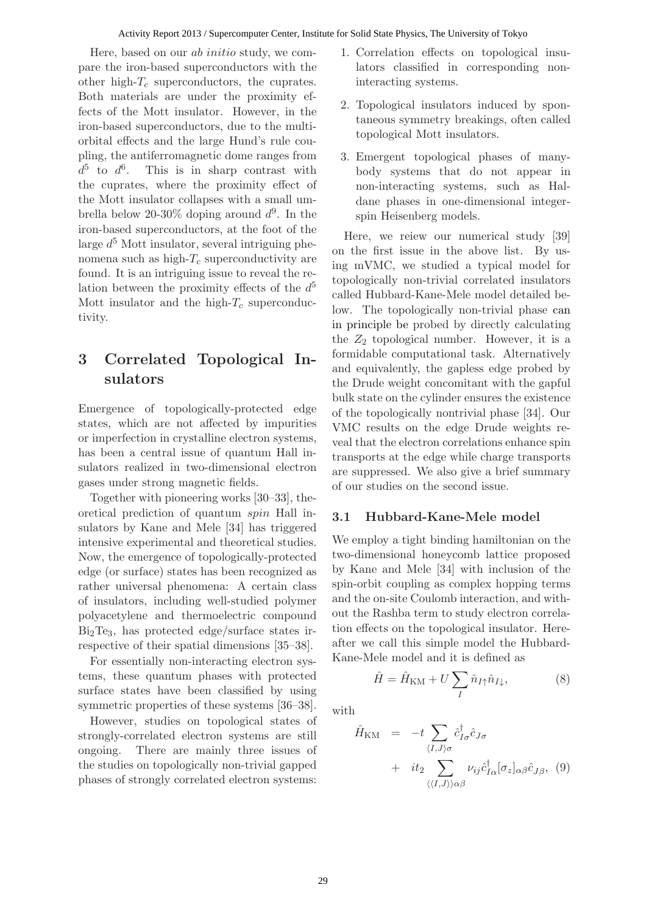Here, based on our *ab initio* study, we compare the iron-based superconductors with the other high-$T_c$ superconductors, the cuprates. Both materials are under the proximity effects of the Mott insulator. However, in the iron-based superconductors, due to the multi-orbital effects and the large Hund's rule coupling, the antiferromagnetic dome ranges from $d^5$ to $d^6$. This is in sharp contrast with the cuprates, where the proximity effect of the Mott insulator collapses with a small umbrella below 20-30% doping around $d^9$. In the iron-based superconductors, at the foot of the large $d^5$ Mott insulator, several intriguing phenomena such as high-$T_c$ superconductivity are found. It is an intriguing issue to reveal the relation between the proximity effects of the $d^5$ Mott insulator and the high-$T_c$ superconductivity.

## 3 Correlated Topological Insulators

Emergence of topologically-protected edge states, which are not affected by impurities or imperfection in crystalline electron systems, has been a central issue of quantum Hall insulators realized in two-dimensional electron gases under strong magnetic fields.

Together with pioneering works [30–33], theoretical prediction of quantum *spin* Hall insulators by Kane and Mele [34] has triggered intensive experimental and theoretical studies. Now, the emergence of topologically-protected edge (or surface) states has been recognized as rather universal phenomena: A certain class of insulators, including well-studied polymer polyacetylene and thermoelectric compound $Bi_2Te_3$, has protected edge/surface states irrespective of their spatial dimensions [35–38].

For essentially non-interacting electron systems, these quantum phases with protected surface states have been classified by using symmetric properties of these systems [36–38].

However, studies on topological states of strongly-correlated electron systems are still ongoing. There are mainly three issues of the studies on topologically non-trivial gapped phases of strongly correlated electron systems:

1. Correlation effects on topological insulators classified in corresponding non-interacting systems.
2. Topological insulators induced by spontaneous symmetry breakings, often called topological Mott insulators.
3. Emergent topological phases of many-body systems that do not appear in non-interacting systems, such as Haldane phases in one-dimensional integer-spin Heisenberg models.

Here, we reiew our numerical study [39] on the first issue in the above list. By using mVMC, we studied a typical model for topologically non-trivial correlated insulators called Hubbard-Kane-Mele model detailed below. The topologically non-trivial phase can in principle be probed by directly calculating the $Z_2$ topological number. However, it is a formidable computational task. Alternatively and equivalently, the gapless edge probed by the Drude weight concomitant with the gapful bulk state on the cylinder ensures the existence of the topologically nontrivial phase [34]. Our VMC results on the edge Drude weights reveal that the electron correlations enhance spin transports at the edge while charge transports are suppressed. We also give a brief summary of our studies on the second issue.

### 3.1 Hubbard-Kane-Mele model

We employ a tight binding hamiltonian on the two-dimensional honeycomb lattice proposed by Kane and Mele [34] with inclusion of the spin-orbit coupling as complex hopping terms and the on-site Coulomb interaction, and without the Rashba term to study electron correlation effects on the topological insulator. Hereafter we call this simple model the Hubbard-Kane-Mele model and it is defined as

$$\hat{H} = \hat{H}_{\rm KM} + U \sum_{I} \hat{n}_{I\uparrow}\hat{n}_{I\downarrow}, \tag{8}$$

with

$$\begin{aligned} \hat{H}_{\rm KM} &= -t \sum_{\langle I,J\rangle \sigma} \hat{c}^{\dagger}_{I\sigma}\hat{c}_{J\sigma} \\ &+ it_2 \sum_{\langle\langle I,J\rangle\rangle \alpha\beta} \nu_{ij}\hat{c}^{\dagger}_{I\alpha}[\sigma_z]_{\alpha\beta}\hat{c}_{J\beta}, \end{aligned} \tag{9}$$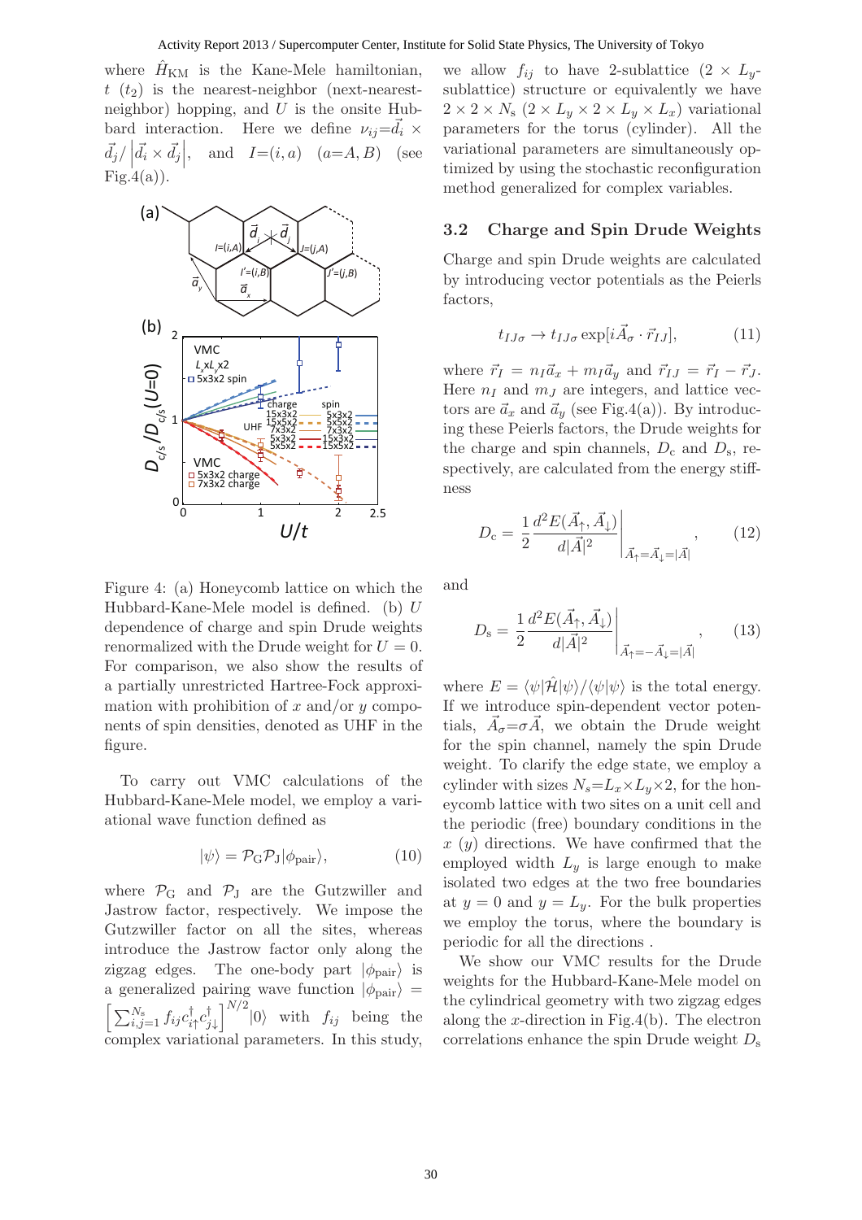where $\hat{H}_{\rm KM}$ is the Kane-Mele hamiltonian, $t$ ($t_2$) is the nearest-neighbor (next-nearest-neighbor) hopping, and $U$ is the onsite Hubbard interaction. Here we define $\nu_{ij}=\vec{d}_i \times \vec{d}_j / \left|\vec{d}_i \times \vec{d}_j\right|$, and $I=(i,a)$ ($a=A,B$) (see Fig.4(a)).

Figure 4: (a) Honeycomb lattice on which the Hubbard-Kane-Mele model is defined. (b) $U$ dependence of charge and spin Drude weights renormalized with the Drude weight for $U=0$. For comparison, we also show the results of a partially unrestricted Hartree-Fock approximation with prohibition of $x$ and/or $y$ components of spin densities, denoted as UHF in the figure.

To carry out VMC calculations of the Hubbard-Kane-Mele model, we employ a variational wave function defined as

$$|\psi\rangle = \mathcal{P}_{\rm G}\mathcal{P}_{\rm J}|\phi_{\rm pair}\rangle, \tag{10}$$

where $\mathcal{P}_{\rm G}$ and $\mathcal{P}_{\rm J}$ are the Gutzwiller and Jastrow factor, respectively. We impose the Gutzwiller factor on all the sites, whereas introduce the Jastrow factor only along the zigzag edges. The one-body part $|\phi_{\rm pair}\rangle$ is a generalized pairing wave function $|\phi_{\rm pair}\rangle = \left[\sum_{i,j=1}^{N_s} f_{ij} c_{i\uparrow}^{\dagger} c_{j\downarrow}^{\dagger}\right]^{N/2}|0\rangle$ with $f_{ij}$ being the complex variational parameters. In this study, we allow $f_{ij}$ to have 2-sublattice ($2\times L_y$-sublattice) structure or equivalently we have $2\times 2\times N_s$ ($2\times L_y \times 2\times L_y \times L_x$) variational parameters for the torus (cylinder). All the variational parameters are simultaneously optimized by using the stochastic reconfiguration method generalized for complex variables.

### 3.2 Charge and Spin Drude Weights

Charge and spin Drude weights are calculated by introducing vector potentials as the Peierls factors,

$$t_{IJ\sigma} \to t_{IJ\sigma}\exp[i\vec{A}_\sigma \cdot \vec{r}_{IJ}], \tag{11}$$

where $\vec{r}_I = n_I\vec{a}_x + m_I\vec{a}_y$ and $\vec{r}_{IJ} = \vec{r}_I - \vec{r}_J$. Here $n_I$ and $m_J$ are integers, and lattice vectors are $\vec{a}_x$ and $\vec{a}_y$ (see Fig.4(a)). By introducing these Peierls factors, the Drude weights for the charge and spin channels, $D_{\rm c}$ and $D_{\rm s}$, respectively, are calculated from the energy stiffness

$$D_{\rm c} = \frac{1}{2}\frac{d^2E(\vec{A}_\uparrow,\vec{A}_\downarrow)}{d|\vec{A}|^2}\Bigg|_{\vec{A}_\uparrow=\vec{A}_\downarrow=|\vec{A}|}, \tag{12}$$

and

$$D_{\rm s} = \frac{1}{2}\frac{d^2E(\vec{A}_\uparrow,\vec{A}_\downarrow)}{d|\vec{A}|^2}\Bigg|_{\vec{A}_\uparrow=-\vec{A}_\downarrow=|\vec{A}|}, \tag{13}$$

where $E=\langle\psi|\hat{\mathcal{H}}|\psi\rangle/\langle\psi|\psi\rangle$ is the total energy. If we introduce spin-dependent vector potentials, $\vec{A}_\sigma=\sigma\vec{A}$, we obtain the Drude weight for the spin channel, namely the spin Drude weight. To clarify the edge state, we employ a cylinder with sizes $N_s=L_x\times L_y\times 2$, for the honeycomb lattice with two sites on a unit cell and the periodic (free) boundary conditions in the $x$ ($y$) directions. We have confirmed that the employed width $L_y$ is large enough to make isolated two edges at the two free boundaries at $y=0$ and $y=L_y$. For the bulk properties we employ the torus, where the boundary is periodic for all the directions .

We show our VMC results for the Drude weights for the Hubbard-Kane-Mele model on the cylindrical geometry with two zigzag edges along the $x$-direction in Fig.4(b). The electron correlations enhance the spin Drude weight $D_{\rm s}$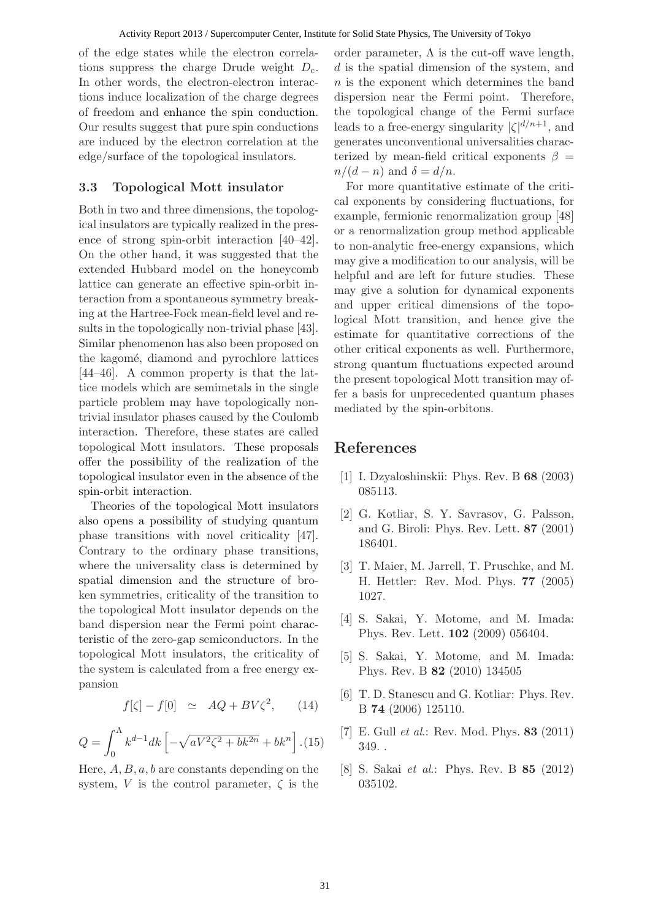of the edge states while the electron correlations suppress the charge Drude weight $D_c$. In other words, the electron-electron interactions induce localization of the charge degrees of freedom and enhance the spin conduction. Our results suggest that pure spin conductions are induced by the electron correlation at the edge/surface of the topological insulators.

### 3.3 Topological Mott insulator

Both in two and three dimensions, the topological insulators are typically realized in the presence of strong spin-orbit interaction [40–42]. On the other hand, it was suggested that the extended Hubbard model on the honeycomb lattice can generate an effective spin-orbit interaction from a spontaneous symmetry breaking at the Hartree-Fock mean-field level and results in the topologically non-trivial phase [43]. Similar phenomenon has also been proposed on the kagomé, diamond and pyrochlore lattices [44–46]. A common property is that the lattice models which are semimetals in the single particle problem may have topologically nontrivial insulator phases caused by the Coulomb interaction. Therefore, these states are called topological Mott insulators. These proposals offer the possibility of the realization of the topological insulator even in the absence of the spin-orbit interaction.

Theories of the topological Mott insulators also opens a possibility of studying quantum phase transitions with novel criticality [47]. Contrary to the ordinary phase transitions, where the universality class is determined by spatial dimension and the structure of broken symmetries, criticality of the transition to the topological Mott insulator depends on the band dispersion near the Fermi point characteristic of the zero-gap semiconductors. In the topological Mott insulators, the criticality of the system is calculated from a free energy expansion

$$f[\zeta] - f[0] \simeq AQ + BV\zeta^2, \qquad (14)$$

$$Q = \int_0^\Lambda k^{d-1} dk \left[ -\sqrt{aV^2\zeta^2 + bk^{2n}} + bk^n \right]. (15)$$

Here, $A, B, a, b$ are constants depending on the system, $V$ is the control parameter, $\zeta$ is the order parameter, $\Lambda$ is the cut-off wave length, $d$ is the spatial dimension of the system, and $n$ is the exponent which determines the band dispersion near the Fermi point. Therefore, the topological change of the Fermi surface leads to a free-energy singularity $|\zeta|^{d/n+1}$, and generates unconventional universalities characterized by mean-field critical exponents $\beta = n/(d-n)$ and $\delta = d/n$.

For more quantitative estimate of the critical exponents by considering fluctuations, for example, fermionic renormalization group [48] or a renormalization group method applicable to non-analytic free-energy expansions, which may give a modification to our analysis, will be helpful and are left for future studies. These may give a solution for dynamical exponents and upper critical dimensions of the topological Mott transition, and hence give the estimate for quantitative corrections of the other critical exponents as well. Furthermore, strong quantum fluctuations expected around the present topological Mott transition may offer a basis for unprecedented quantum phases mediated by the spin-orbitons.

## References

[1] I. Dzyaloshinskii: Phys. Rev. B **68** (2003) 085113.

[2] G. Kotliar, S. Y. Savrasov, G. Palsson, and G. Biroli: Phys. Rev. Lett. **87** (2001) 186401.

[3] T. Maier, M. Jarrell, T. Pruschke, and M. H. Hettler: Rev. Mod. Phys. **77** (2005) 1027.

[4] S. Sakai, Y. Motome, and M. Imada: Phys. Rev. Lett. **102** (2009) 056404.

[5] S. Sakai, Y. Motome, and M. Imada: Phys. Rev. B **82** (2010) 134505

[6] T. D. Stanescu and G. Kotliar: Phys. Rev. B **74** (2006) 125110.

[7] E. Gull *et al.*: Rev. Mod. Phys. **83** (2011) 349. .

[8] S. Sakai *et al.*: Phys. Rev. B **85** (2012) 035102.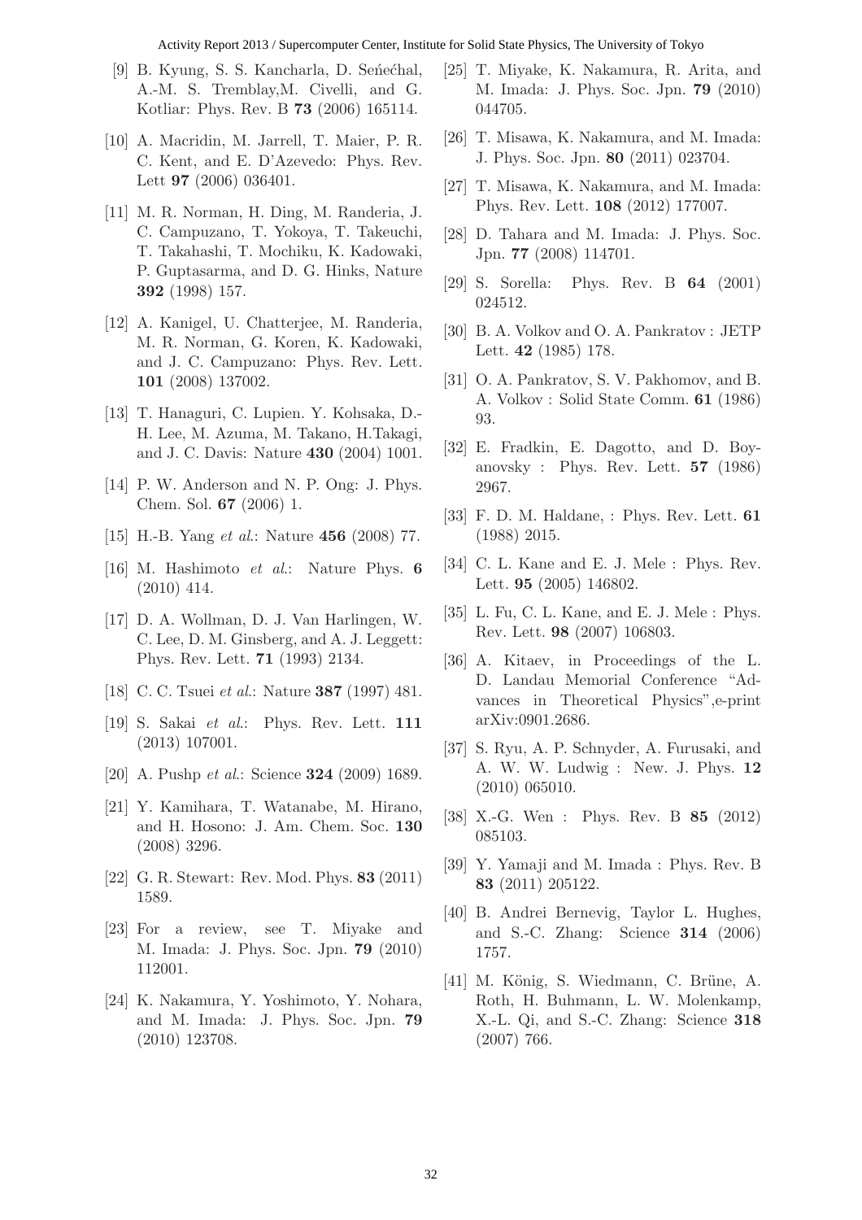[9] B. Kyung, S. S. Kancharla, D. Seńećhal, A.-M. S. Tremblay,M. Civelli, and G. Kotliar: Phys. Rev. B **73** (2006) 165114.

[10] A. Macridin, M. Jarrell, T. Maier, P. R. C. Kent, and E. D'Azevedo: Phys. Rev. Lett **97** (2006) 036401.

[11] M. R. Norman, H. Ding, M. Randeria, J. C. Campuzano, T. Yokoya, T. Takeuchi, T. Takahashi, T. Mochiku, K. Kadowaki, P. Guptasarma, and D. G. Hinks, Nature **392** (1998) 157.

[12] A. Kanigel, U. Chatterjee, M. Randeria, M. R. Norman, G. Koren, K. Kadowaki, and J. C. Campuzano: Phys. Rev. Lett. **101** (2008) 137002.

[13] T. Hanaguri, C. Lupien. Y. Kohsaka, D.-H. Lee, M. Azuma, M. Takano, H.Takagi, and J. C. Davis: Nature **430** (2004) 1001.

[14] P. W. Anderson and N. P. Ong: J. Phys. Chem. Sol. **67** (2006) 1.

[15] H.-B. Yang *et al.*: Nature **456** (2008) 77.

[16] M. Hashimoto *et al.*: Nature Phys. **6** (2010) 414.

[17] D. A. Wollman, D. J. Van Harlingen, W. C. Lee, D. M. Ginsberg, and A. J. Leggett: Phys. Rev. Lett. **71** (1993) 2134.

[18] C. C. Tsuei *et al.*: Nature **387** (1997) 481.

[19] S. Sakai *et al.*: Phys. Rev. Lett. **111** (2013) 107001.

[20] A. Pushp *et al.*: Science **324** (2009) 1689.

[21] Y. Kamihara, T. Watanabe, M. Hirano, and H. Hosono: J. Am. Chem. Soc. **130** (2008) 3296.

[22] G. R. Stewart: Rev. Mod. Phys. **83** (2011) 1589.

[23] For a review, see T. Miyake and M. Imada: J. Phys. Soc. Jpn. **79** (2010) 112001.

[24] K. Nakamura, Y. Yoshimoto, Y. Nohara, and M. Imada: J. Phys. Soc. Jpn. **79** (2010) 123708.

[25] T. Miyake, K. Nakamura, R. Arita, and M. Imada: J. Phys. Soc. Jpn. **79** (2010) 044705.

[26] T. Misawa, K. Nakamura, and M. Imada: J. Phys. Soc. Jpn. **80** (2011) 023704.

[27] T. Misawa, K. Nakamura, and M. Imada: Phys. Rev. Lett. **108** (2012) 177007.

[28] D. Tahara and M. Imada: J. Phys. Soc. Jpn. **77** (2008) 114701.

[29] S. Sorella: Phys. Rev. B **64** (2001) 024512.

[30] B. A. Volkov and O. A. Pankratov : JETP Lett. **42** (1985) 178.

[31] O. A. Pankratov, S. V. Pakhomov, and B. A. Volkov : Solid State Comm. **61** (1986) 93.

[32] E. Fradkin, E. Dagotto, and D. Boyanovsky : Phys. Rev. Lett. **57** (1986) 2967.

[33] F. D. M. Haldane, : Phys. Rev. Lett. **61** (1988) 2015.

[34] C. L. Kane and E. J. Mele : Phys. Rev. Lett. **95** (2005) 146802.

[35] L. Fu, C. L. Kane, and E. J. Mele : Phys. Rev. Lett. **98** (2007) 106803.

[36] A. Kitaev, in Proceedings of the L. D. Landau Memorial Conference "Advances in Theoretical Physics",e-print arXiv:0901.2686.

[37] S. Ryu, A. P. Schnyder, A. Furusaki, and A. W. W. Ludwig : New. J. Phys. **12** (2010) 065010.

[38] X.-G. Wen : Phys. Rev. B **85** (2012) 085103.

[39] Y. Yamaji and M. Imada : Phys. Rev. B **83** (2011) 205122.

[40] B. Andrei Bernevig, Taylor L. Hughes, and S.-C. Zhang: Science **314** (2006) 1757.

[41] M. König, S. Wiedmann, C. Brüne, A. Roth, H. Buhmann, L. W. Molenkamp, X.-L. Qi, and S.-C. Zhang: Science **318** (2007) 766.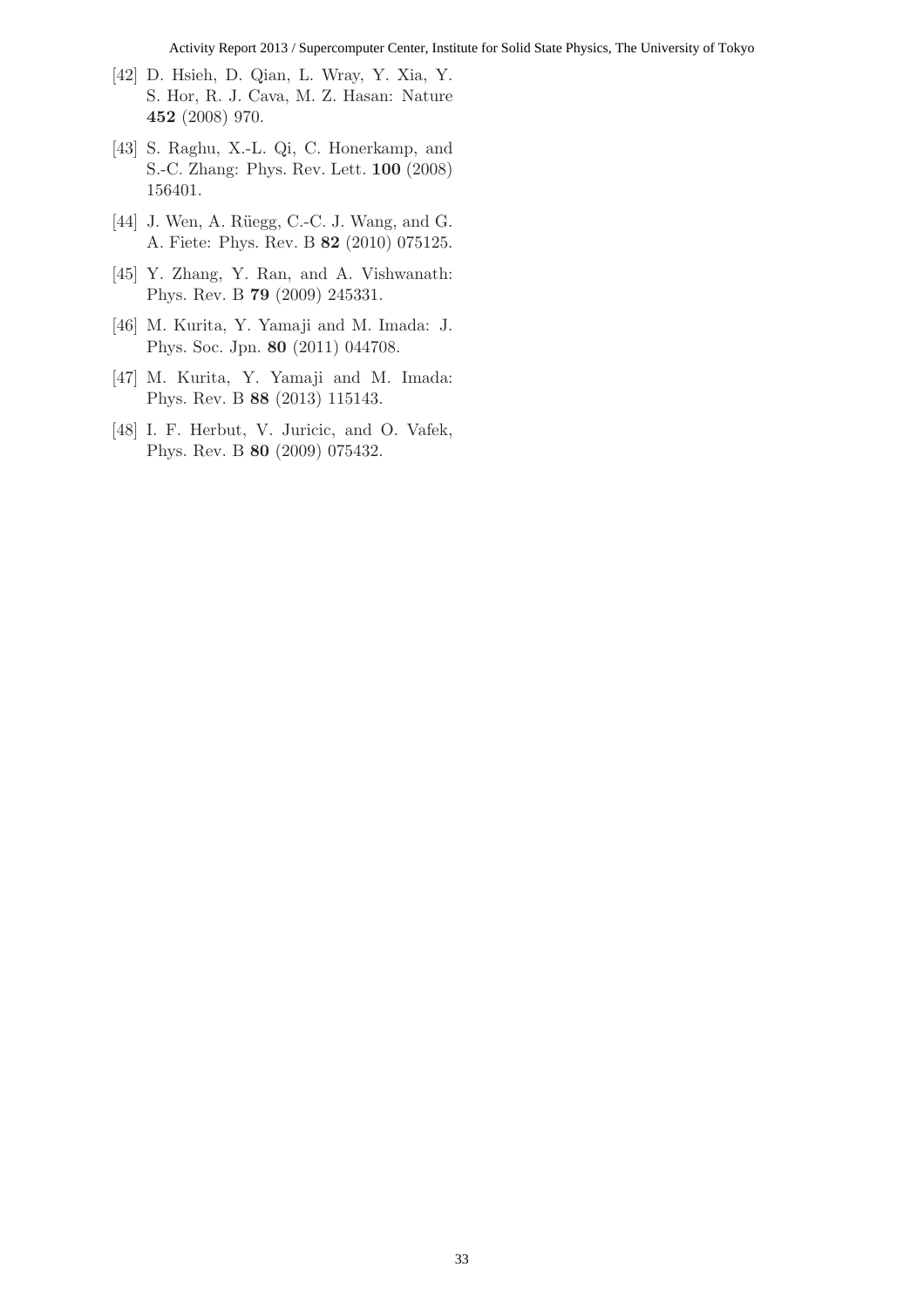[42] D. Hsieh, D. Qian, L. Wray, Y. Xia, Y. S. Hor, R. J. Cava, M. Z. Hasan: Nature **452** (2008) 970.

[43] S. Raghu, X.-L. Qi, C. Honerkamp, and S.-C. Zhang: Phys. Rev. Lett. **100** (2008) 156401.

[44] J. Wen, A. Rüegg, C.-C. J. Wang, and G. A. Fiete: Phys. Rev. B **82** (2010) 075125.

[45] Y. Zhang, Y. Ran, and A. Vishwanath: Phys. Rev. B **79** (2009) 245331.

[46] M. Kurita, Y. Yamaji and M. Imada: J. Phys. Soc. Jpn. **80** (2011) 044708.

[47] M. Kurita, Y. Yamaji and M. Imada: Phys. Rev. B **88** (2013) 115143.

[48] I. F. Herbut, V. Juricic, and O. Vafek, Phys. Rev. B **80** (2009) 075432.